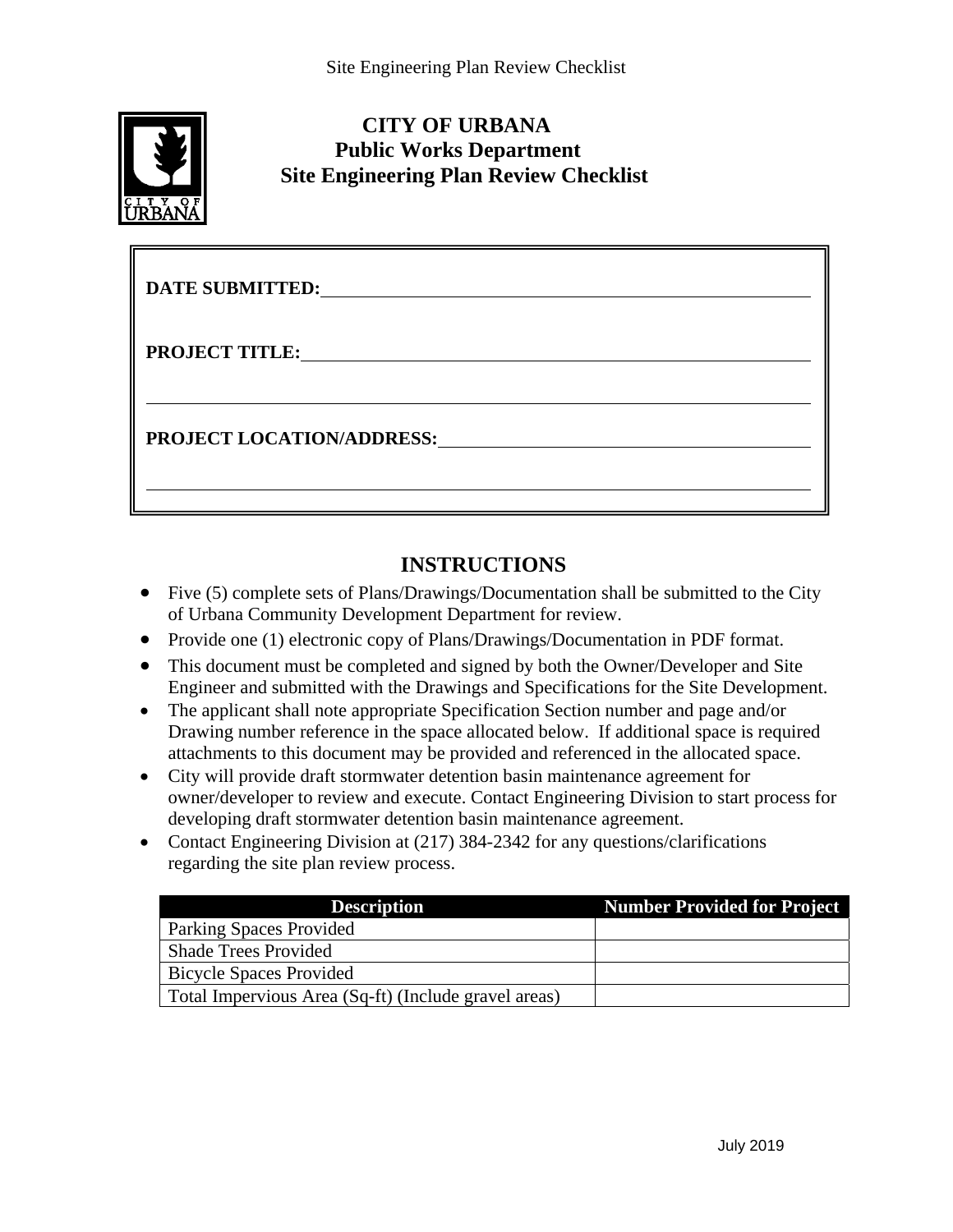# CITY OF URBANA
## Public Works Department
## Site Engineering Plan Review Checklist

**DATE SUBMITTED:** ______________________________

**PROJECT TITLE:** ______________________________

______________________________

**PROJECT LOCATION/ADDRESS:** ______________________________

______________________________

## INSTRUCTIONS

- Five (5) complete sets of Plans/Drawings/Documentation shall be submitted to the City of Urbana Community Development Department for review.
- Provide one (1) electronic copy of Plans/Drawings/Documentation in PDF format.
- This document must be completed and signed by both the Owner/Developer and Site Engineer and submitted with the Drawings and Specifications for the Site Development.
- The applicant shall note appropriate Specification Section number and page and/or Drawing number reference in the space allocated below. If additional space is required attachments to this document may be provided and referenced in the allocated space.
- City will provide draft stormwater detention basin maintenance agreement for owner/developer to review and execute. Contact Engineering Division to start process for developing draft stormwater detention basin maintenance agreement.
- Contact Engineering Division at (217) 384-2342 for any questions/clarifications regarding the site plan review process.

| Description | Number Provided for Project |
|---|---|
| Parking Spaces Provided | |
| Shade Trees Provided | |
| Bicycle Spaces Provided | |
| Total Impervious Area (Sq-ft) (Include gravel areas) | |

July 2019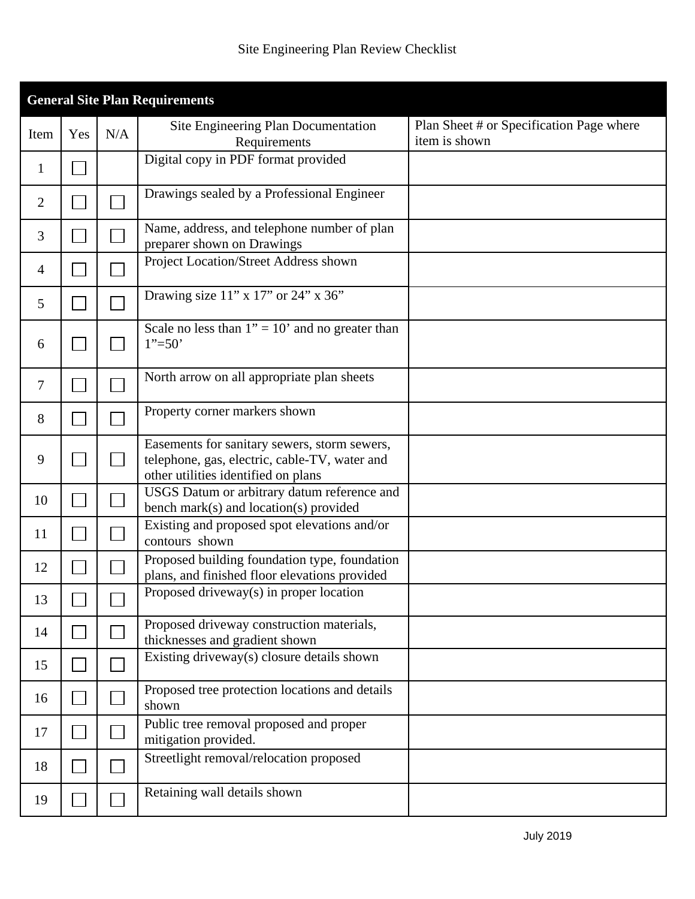Site Engineering Plan Review Checklist

| General Site Plan Requirements | | | | |
|---|---|---|---|---|
| Item | Yes | N/A | Site Engineering Plan Documentation Requirements | Plan Sheet # or Specification Page where item is shown |
| 1 | ☐ | | Digital copy in PDF format provided | |
| 2 | ☐ | ☐ | Drawings sealed by a Professional Engineer | |
| 3 | ☐ | ☐ | Name, address, and telephone number of plan preparer shown on Drawings | |
| 4 | ☐ | ☐ | Project Location/Street Address shown | |
| 5 | ☐ | ☐ | Drawing size 11” x 17” or 24” x 36” | |
| 6 | ☐ | ☐ | Scale no less than 1” = 10’ and no greater than 1”=50’ | |
| 7 | ☐ | ☐ | North arrow on all appropriate plan sheets | |
| 8 | ☐ | ☐ | Property corner markers shown | |
| 9 | ☐ | ☐ | Easements for sanitary sewers, storm sewers, telephone, gas, electric, cable-TV, water and other utilities identified on plans | |
| 10 | ☐ | ☐ | USGS Datum or arbitrary datum reference and bench mark(s) and location(s) provided | |
| 11 | ☐ | ☐ | Existing and proposed spot elevations and/or contours shown | |
| 12 | ☐ | ☐ | Proposed building foundation type, foundation plans, and finished floor elevations provided | |
| 13 | ☐ | ☐ | Proposed driveway(s) in proper location | |
| 14 | ☐ | ☐ | Proposed driveway construction materials, thicknesses and gradient shown | |
| 15 | ☐ | ☐ | Existing driveway(s) closure details shown | |
| 16 | ☐ | ☐ | Proposed tree protection locations and details shown | |
| 17 | ☐ | ☐ | Public tree removal proposed and proper mitigation provided. | |
| 18 | ☐ | ☐ | Streetlight removal/relocation proposed | |
| 19 | ☐ | ☐ | Retaining wall details shown | |

July 2019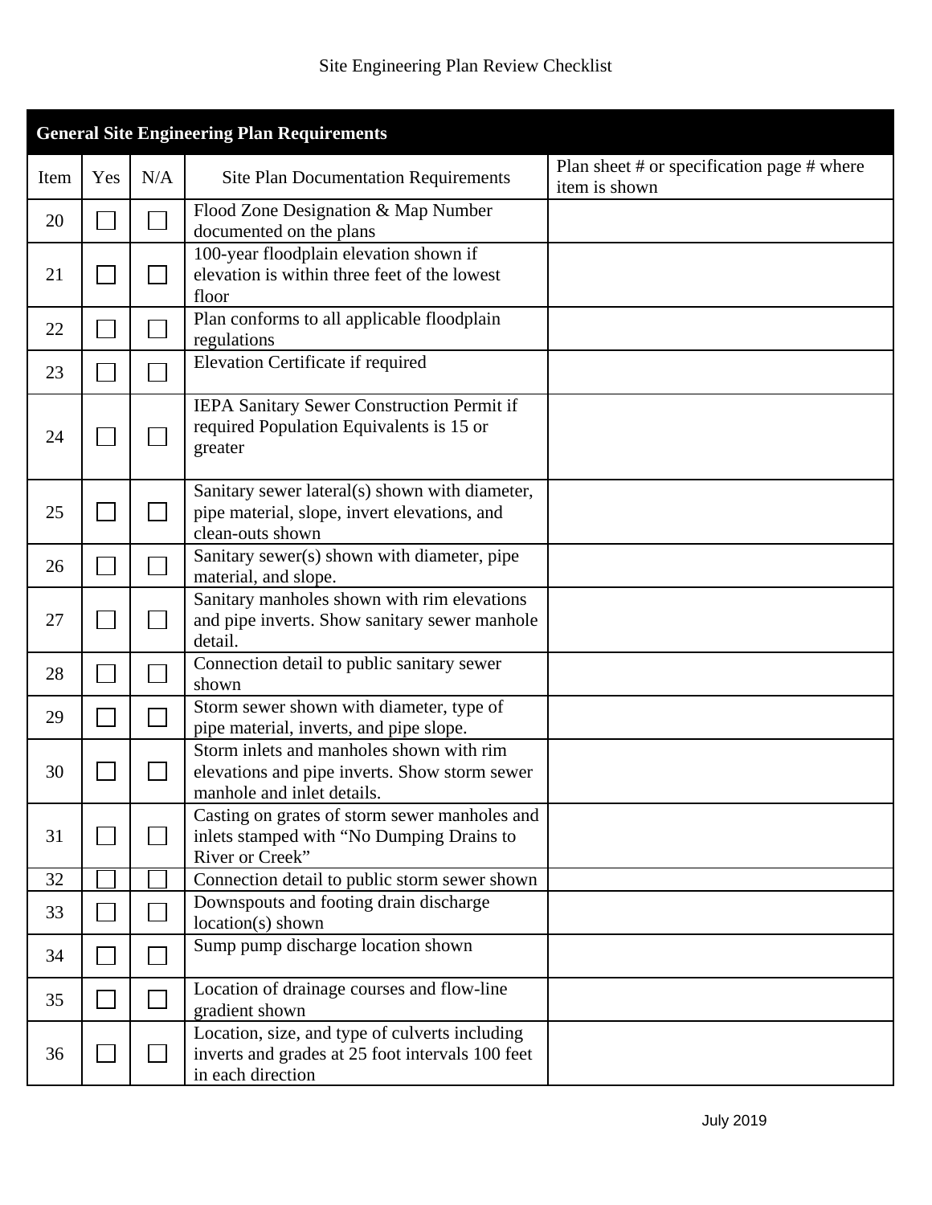Site Engineering Plan Review Checklist

| **General Site Engineering Plan Requirements** | | | | |
|---|---|---|---|---|
| Item | Yes | N/A | Site Plan Documentation Requirements | Plan sheet # or specification page # where item is shown |
| 20 | ☐ | ☐ | Flood Zone Designation & Map Number documented on the plans | |
| 21 | ☐ | ☐ | 100-year floodplain elevation shown if elevation is within three feet of the lowest floor | |
| 22 | ☐ | ☐ | Plan conforms to all applicable floodplain regulations | |
| 23 | ☐ | ☐ | Elevation Certificate if required | |
| 24 | ☐ | ☐ | IEPA Sanitary Sewer Construction Permit if required Population Equivalents is 15 or greater | |
| 25 | ☐ | ☐ | Sanitary sewer lateral(s) shown with diameter, pipe material, slope, invert elevations, and clean-outs shown | |
| 26 | ☐ | ☐ | Sanitary sewer(s) shown with diameter, pipe material, and slope. | |
| 27 | ☐ | ☐ | Sanitary manholes shown with rim elevations and pipe inverts. Show sanitary sewer manhole detail. | |
| 28 | ☐ | ☐ | Connection detail to public sanitary sewer shown | |
| 29 | ☐ | ☐ | Storm sewer shown with diameter, type of pipe material, inverts, and pipe slope. | |
| 30 | ☐ | ☐ | Storm inlets and manholes shown with rim elevations and pipe inverts. Show storm sewer manhole and inlet details. | |
| 31 | ☐ | ☐ | Casting on grates of storm sewer manholes and inlets stamped with “No Dumping Drains to River or Creek” | |
| 32 | ☐ | ☐ | Connection detail to public storm sewer shown | |
| 33 | ☐ | ☐ | Downspouts and footing drain discharge location(s) shown | |
| 34 | ☐ | ☐ | Sump pump discharge location shown | |
| 35 | ☐ | ☐ | Location of drainage courses and flow-line gradient shown | |
| 36 | ☐ | ☐ | Location, size, and type of culverts including inverts and grades at 25 foot intervals 100 feet in each direction | |

July 2019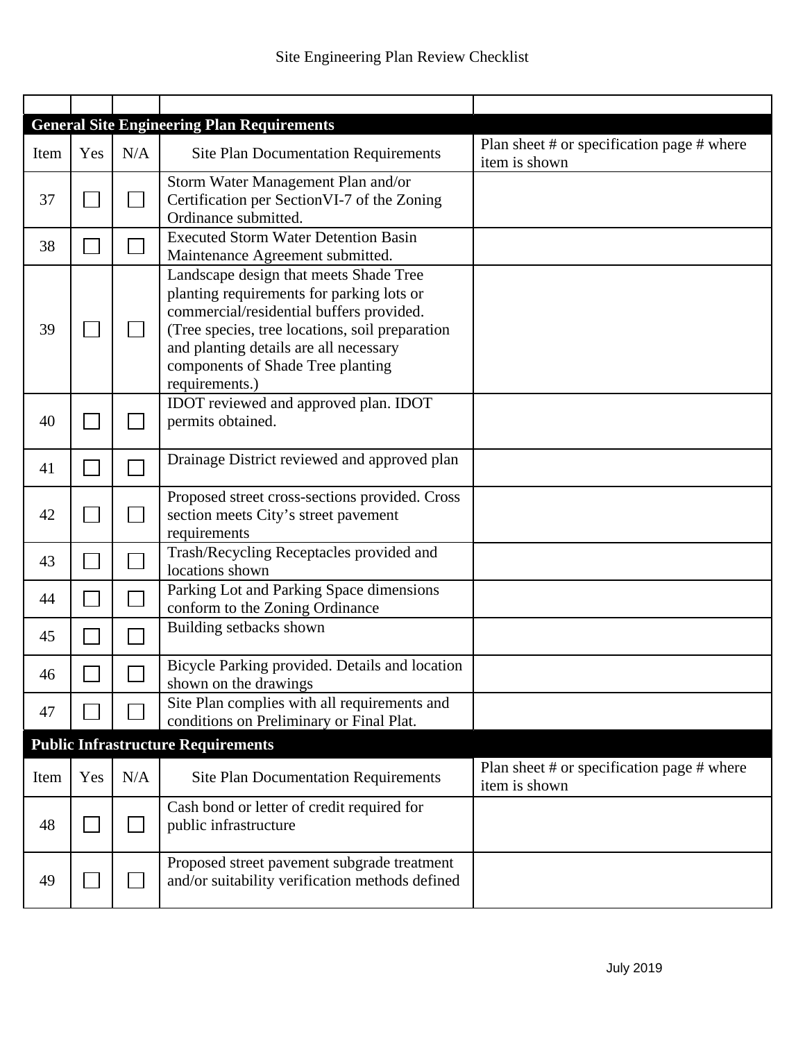Site Engineering Plan Review Checklist

| | | | | |
|---|---|---|---|---|
| **General Site Engineering Plan Requirements** | | | | |
| Item | Yes | N/A | Site Plan Documentation Requirements | Plan sheet # or specification page # where item is shown |
| 37 | ☐ | ☐ | Storm Water Management Plan and/or Certification per SectionVI-7 of the Zoning Ordinance submitted. | |
| 38 | ☐ | ☐ | Executed Storm Water Detention Basin Maintenance Agreement submitted. | |
| 39 | ☐ | ☐ | Landscape design that meets Shade Tree planting requirements for parking lots or commercial/residential buffers provided. (Tree species, tree locations, soil preparation and planting details are all necessary components of Shade Tree planting requirements.) | |
| 40 | ☐ | ☐ | IDOT reviewed and approved plan. IDOT permits obtained. | |
| 41 | ☐ | ☐ | Drainage District reviewed and approved plan | |
| 42 | ☐ | ☐ | Proposed street cross-sections provided. Cross section meets City's street pavement requirements | |
| 43 | ☐ | ☐ | Trash/Recycling Receptacles provided and locations shown | |
| 44 | ☐ | ☐ | Parking Lot and Parking Space dimensions conform to the Zoning Ordinance | |
| 45 | ☐ | ☐ | Building setbacks shown | |
| 46 | ☐ | ☐ | Bicycle Parking provided. Details and location shown on the drawings | |
| 47 | ☐ | ☐ | Site Plan complies with all requirements and conditions on Preliminary or Final Plat. | |
| **Public Infrastructure Requirements** | | | | |
| Item | Yes | N/A | Site Plan Documentation Requirements | Plan sheet # or specification page # where item is shown |
| 48 | ☐ | ☐ | Cash bond or letter of credit required for public infrastructure | |
| 49 | ☐ | ☐ | Proposed street pavement subgrade treatment and/or suitability verification methods defined | |

July 2019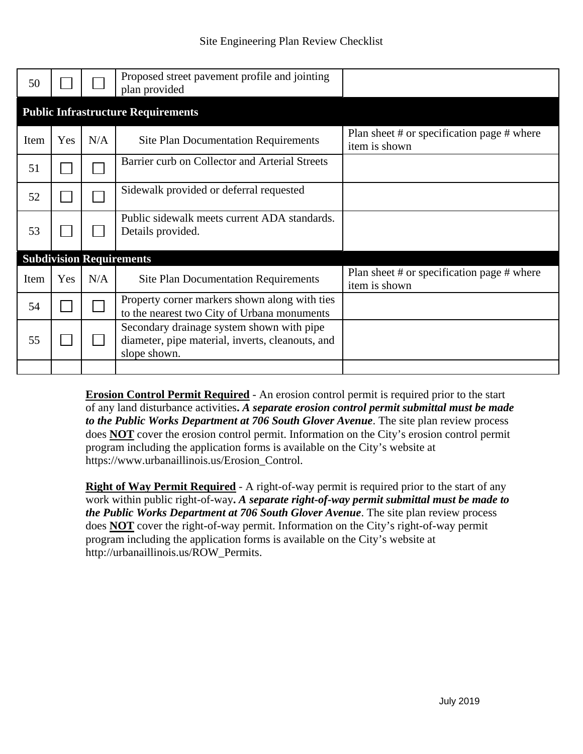| 50 | ☐ | ☐ | Proposed street pavement profile and jointing plan provided | |
|---|---|---|---|---|
| **Public Infrastructure Requirements** | | | | |
| Item | Yes | N/A | Site Plan Documentation Requirements | Plan sheet # or specification page # where item is shown |
| 51 | ☐ | ☐ | Barrier curb on Collector and Arterial Streets | |
| 52 | ☐ | ☐ | Sidewalk provided or deferral requested | |
| 53 | ☐ | ☐ | Public sidewalk meets current ADA standards. Details provided. | |
| **Subdivision Requirements** | | | | |
| Item | Yes | N/A | Site Plan Documentation Requirements | Plan sheet # or specification page # where item is shown |
| 54 | ☐ | ☐ | Property corner markers shown along with ties to the nearest two City of Urbana monuments | |
| 55 | ☐ | ☐ | Secondary drainage system shown with pipe diameter, pipe material, inverts, cleanouts, and slope shown. | |
| | | | | |

**Erosion Control Permit Required** - An erosion control permit is required prior to the start of any land disturbance activities**. *A separate erosion control permit submittal must be made to the Public Works Department at 706 South Glover Avenue***. The site plan review process does **NOT** cover the erosion control permit. Information on the City's erosion control permit program including the application forms is available on the City's website at https://www.urbanaillinois.us/Erosion_Control.

**Right of Way Permit Required** - A right-of-way permit is required prior to the start of any work within public right-of-way**. *A separate right-of-way permit submittal must be made to the Public Works Department at 706 South Glover Avenue***. The site plan review process does **NOT** cover the right-of-way permit. Information on the City's right-of-way permit program including the application forms is available on the City's website at http://urbanaillinois.us/ROW_Permits.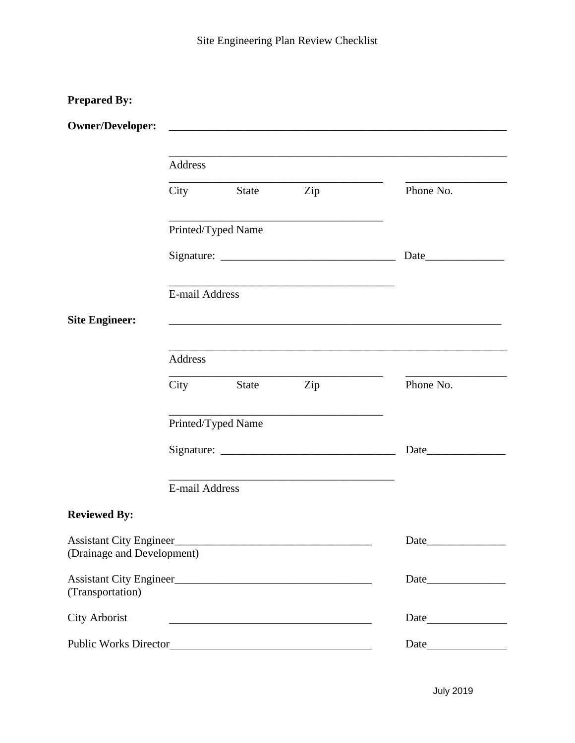Site Engineering Plan Review Checklist

**Prepared By:**

**Owner/Developer:** ______________________________________________________________

______________________________________________________________
Address

________________________________________ __________________
City State Zip Phone No.

________________________________________
Printed/Typed Name

Signature: _______________________________ Date______________

__________________________________________
E-mail Address

**Site Engineer:** ______________________________________________________________

______________________________________________________________
Address

________________________________________ __________________
City State Zip Phone No.

________________________________________
Printed/Typed Name

Signature: _______________________________ Date______________

__________________________________________
E-mail Address

**Reviewed By:**

Assistant City Engineer____________________________________ Date______________
(Drainage and Development)

Assistant City Engineer____________________________________ Date______________
(Transportation)

City Arborist ____________________________________ Date______________

Public Works Director____________________________________ Date______________

July 2019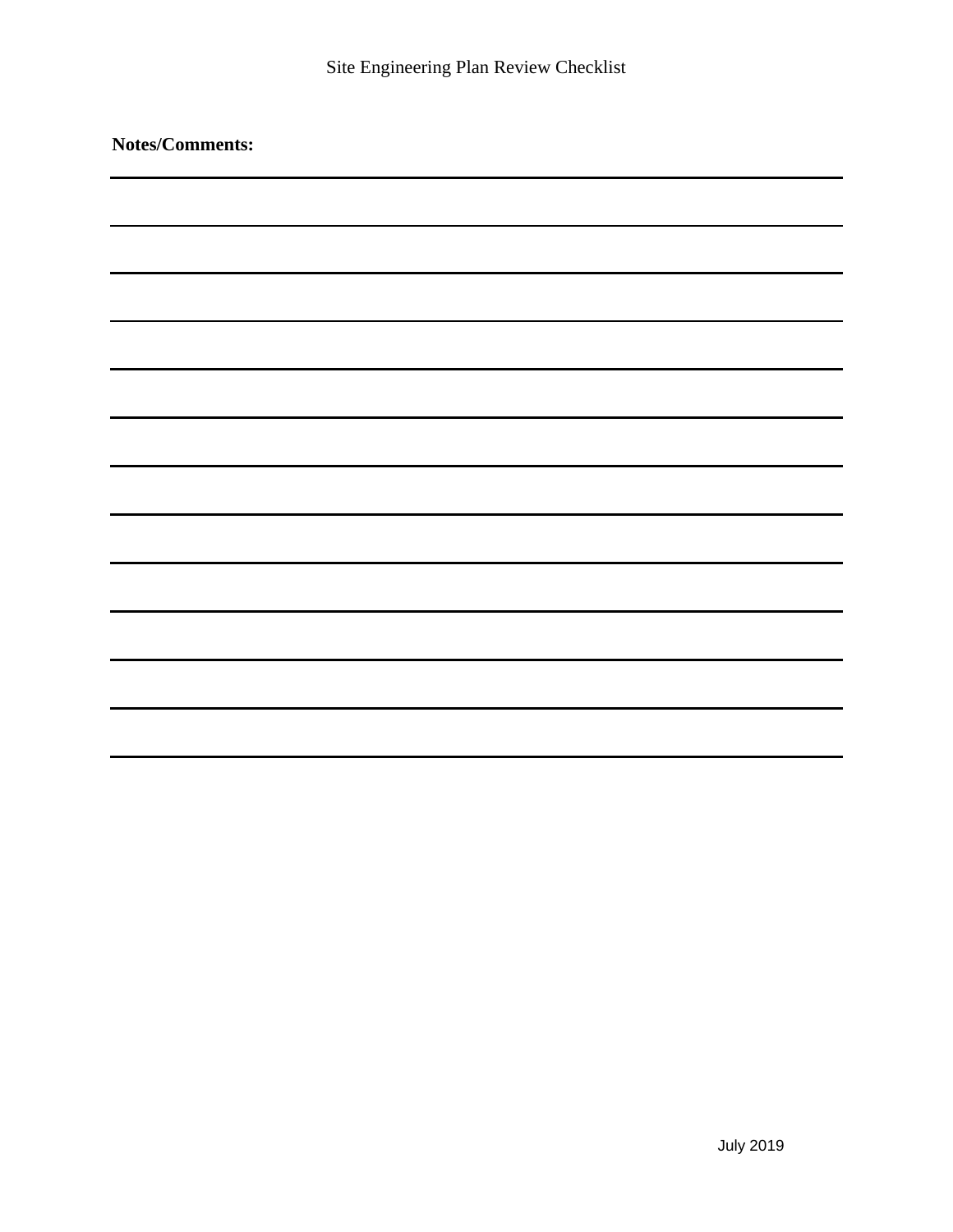**Notes/Comments:**